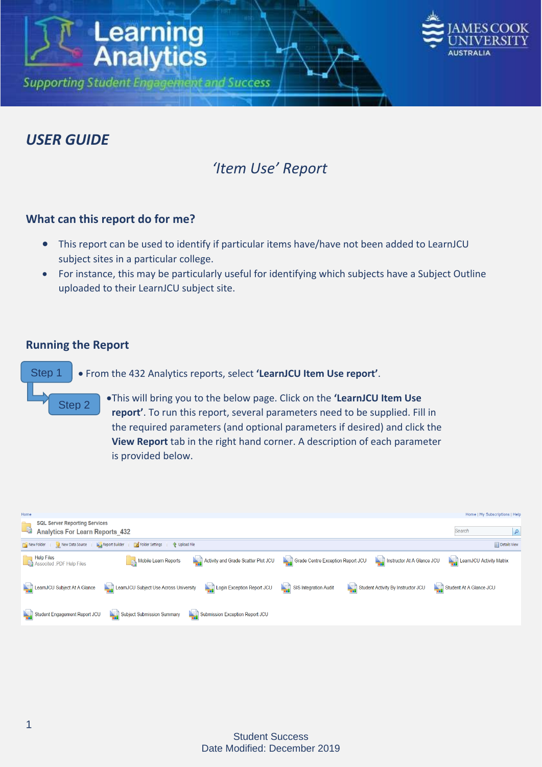# USER GUIDE

## *'Item Use' Report*

### What can this report do for me?

- This report can be used to identify if particular items have/have not been added to LearnJCU subject sites in a particular college.
- For instance, this may be particularly useful for identifying which subjects have a Subject Outline uploaded to their LearnJCU subject site.

### Running the Report

Step 1

- From the 432 Analytics reports, select **'LearnJCU Item Use report'**.

Step 2

- This will bring you to the below page. Click on the **'LearnJCU Item Use report'**. To run this report, several parameters need to be supplied. Fill in the required parameters (and optional parameters if desired) and click the **View Report** tab in the right hand corner. A description of each parameter is provided below.

Student Success
Date Modified: December 2019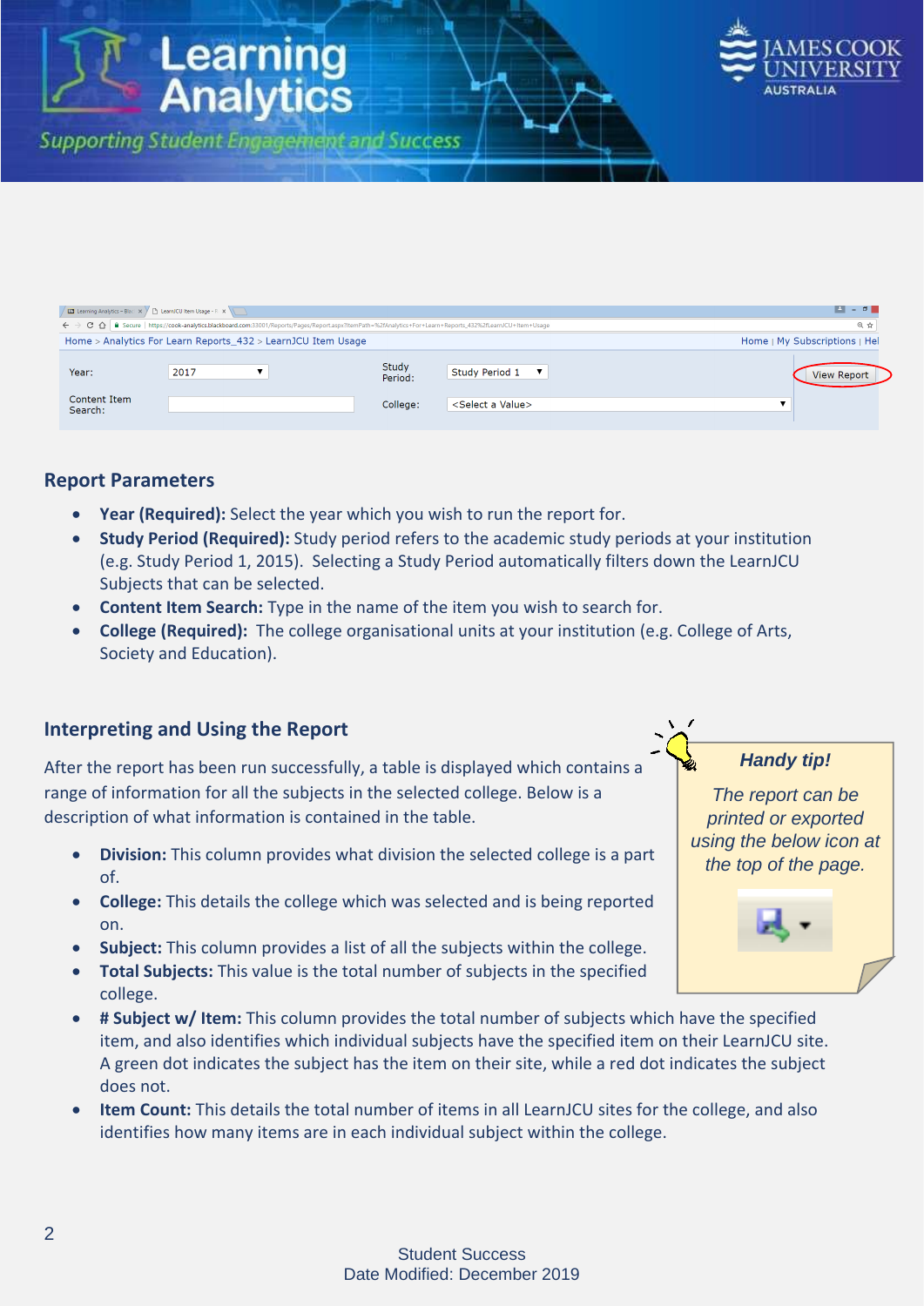## Report Parameters

- **Year (Required):** Select the year which you wish to run the report for.
- **Study Period (Required):** Study period refers to the academic study periods at your institution (e.g. Study Period 1, 2015). Selecting a Study Period automatically filters down the LearnJCU Subjects that can be selected.
- **Content Item Search:** Type in the name of the item you wish to search for.
- **College (Required):** The college organisational units at your institution (e.g. College of Arts, Society and Education).

## Interpreting and Using the Report

After the report has been run successfully, a table is displayed which contains a range of information for all the subjects in the selected college. Below is a description of what information is contained in the table.

- **Division:** This column provides what division the selected college is a part of.
- **College:** This details the college which was selected and is being reported on.
- **Subject:** This column provides a list of all the subjects within the college.
- **Total Subjects:** This value is the total number of subjects in the specified college.
- **# Subject w/ Item:** This column provides the total number of subjects which have the specified item, and also identifies which individual subjects have the specified item on their LearnJCU site. A green dot indicates the subject has the item on their site, while a red dot indicates the subject does not.
- **Item Count:** This details the total number of items in all LearnJCU sites for the college, and also identifies how many items are in each individual subject within the college.

***Handy tip!***

*The report can be printed or exported using the below icon at the top of the page.*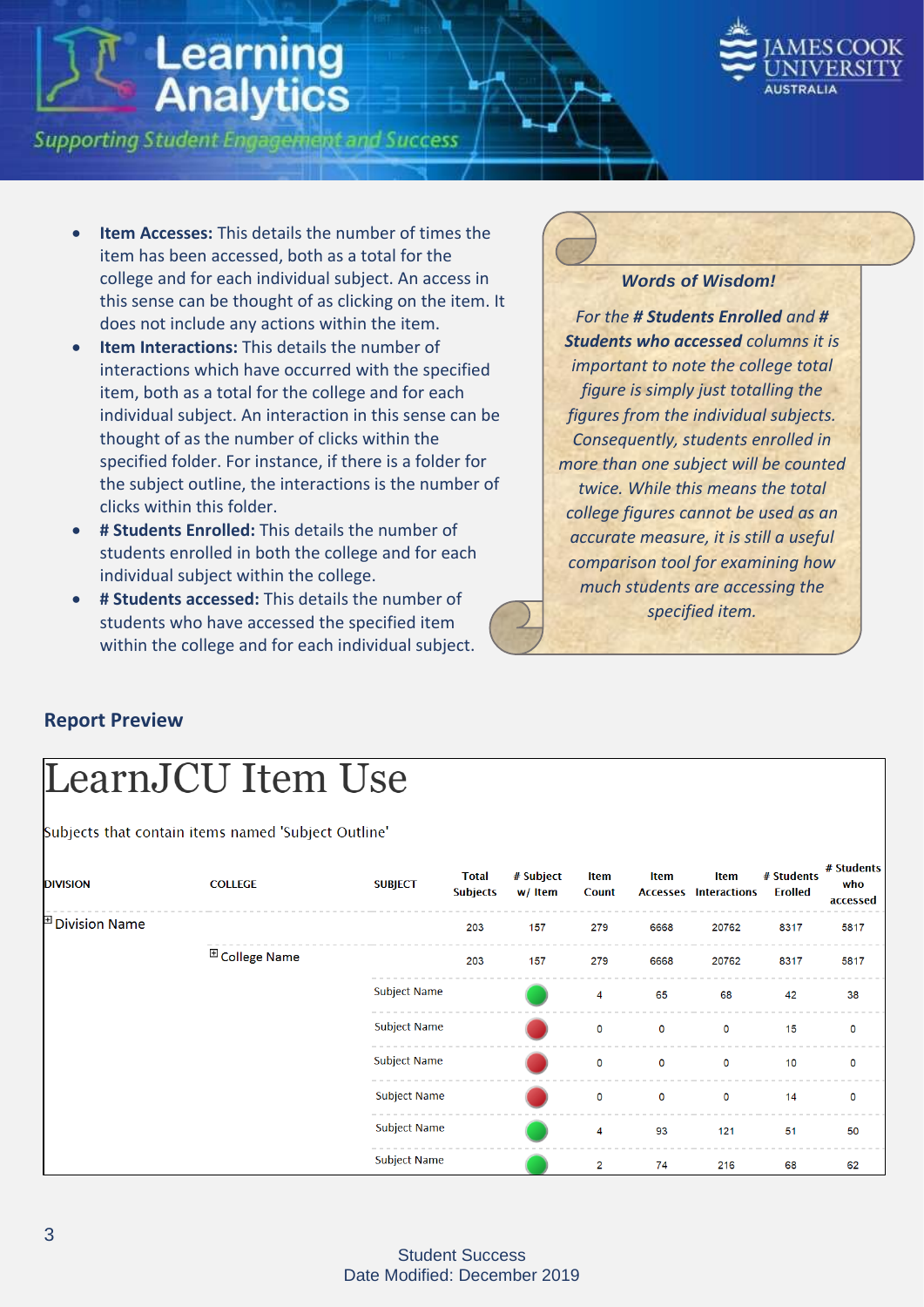- **Item Accesses:** This details the number of times the item has been accessed, both as a total for the college and for each individual subject. An access in this sense can be thought of as clicking on the item. It does not include any actions within the item.
- **Item Interactions:** This details the number of interactions which have occurred with the specified item, both as a total for the college and for each individual subject. An interaction in this sense can be thought of as the number of clicks within the specified folder. For instance, if there is a folder for the subject outline, the interactions is the number of clicks within this folder.
- **# Students Enrolled:** This details the number of students enrolled in both the college and for each individual subject within the college.
- **# Students accessed:** This details the number of students who have accessed the specified item within the college and for each individual subject.

***Words of Wisdom!***

*For the **# Students Enrolled** and **# Students who accessed** columns it is important to note the college total figure is simply just totalling the figures from the individual subjects. Consequently, students enrolled in more than one subject will be counted twice. While this means the total college figures cannot be used as an accurate measure, it is still a useful comparison tool for examining how much students are accessing the specified item.*

## Report Preview

# LearnJCU Item Use

Subjects that contain items named 'Subject Outline'

| DIVISION | COLLEGE | SUBJECT | Total Subjects | # Subject w/ Item | Item Count | Item Accesses | Item Interactions | # Students Erolled | # Students who accessed |
|---|---|---|---|---|---|---|---|---|---|
| ⊞ Division Name | | | 203 | 157 | 279 | 6668 | 20762 | 8317 | 5817 |
| | ⊞ College Name | | 203 | 157 | 279 | 6668 | 20762 | 8317 | 5817 |
| | | Subject Name | | 🟢 | 4 | 65 | 68 | 42 | 38 |
| | | Subject Name | | 🔴 | 0 | 0 | 0 | 15 | 0 |
| | | Subject Name | | 🔴 | 0 | 0 | 0 | 10 | 0 |
| | | Subject Name | | 🔴 | 0 | 0 | 0 | 14 | 0 |
| | | Subject Name | | 🟢 | 4 | 93 | 121 | 51 | 50 |
| | | Subject Name | | 🟢 | 2 | 74 | 216 | 68 | 62 |

Student Success
Date Modified: December 2019